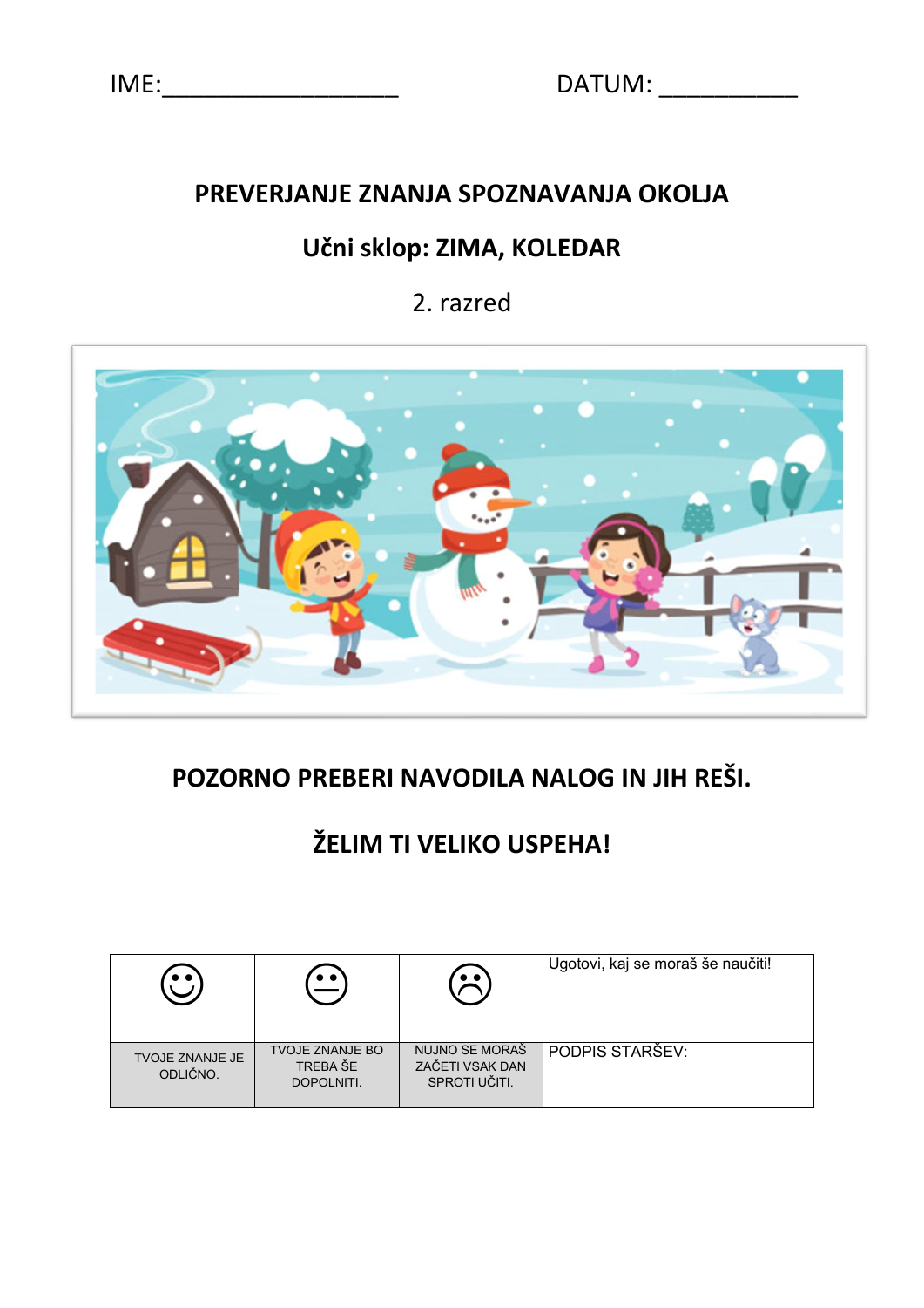IME:__________________ DATUM: __________

## PREVERJANJE ZNANJA SPOZNAVANJA OKOLJA

## Učni sklop: ZIMA, KOLEDAR

2. razred

**POZORNO PREBERI NAVODILA NALOG IN JIH REŠI.**

**ŽELIM TI VELIKO USPEHA!**

| ☺ | 😐 | ☹ | Ugotovi, kaj se moraš še naučiti! |
|---|---|---|---|
| TVOJE ZNANJE JE ODLIČNO. | TVOJE ZNANJE BO TREBA ŠE DOPOLNITI. | NUJNO SE MORAŠ ZAČETI VSAK DAN SPROTI UČITI. | PODPIS STARŠEV: |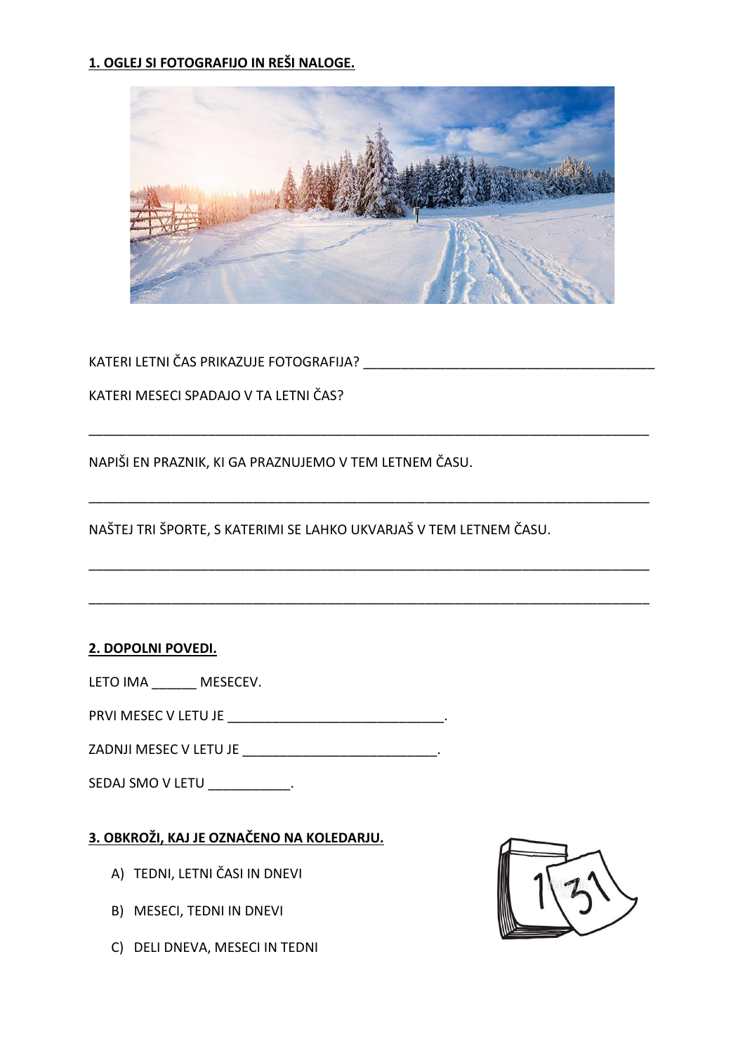**1. OGLEJ SI FOTOGRAFIJO IN REŠI NALOGE.**

KATERI LETNI ČAS PRIKAZUJE FOTOGRAFIJA? ________________________________________

KATERI MESECI SPADAJO V TA LETNI ČAS?

_______________________________________________________________________________

NAPIŠI EN PRAZNIK, KI GA PRAZNUJEMO V TEM LETNEM ČASU.

_______________________________________________________________________________

NAŠTEJ TRI ŠPORTE, S KATERIMI SE LAHKO UKVARJAŠ V TEM LETNEM ČASU.

_______________________________________________________________________________

_______________________________________________________________________________

**2. DOPOLNI POVEDI.**

LETO IMA ______ MESECEV.

PRVI MESEC V LETU JE ______________________________.

ZADNJI MESEC V LETU JE ___________________________.

SEDAJ SMO V LETU ___________.

**3. OBKROŽI, KAJ JE OZNAČENO NA KOLEDARJU.**

A) TEDNI, LETNI ČASI IN DNEVI

B) MESECI, TEDNI IN DNEVI

C) DELI DNEVA, MESECI IN TEDNI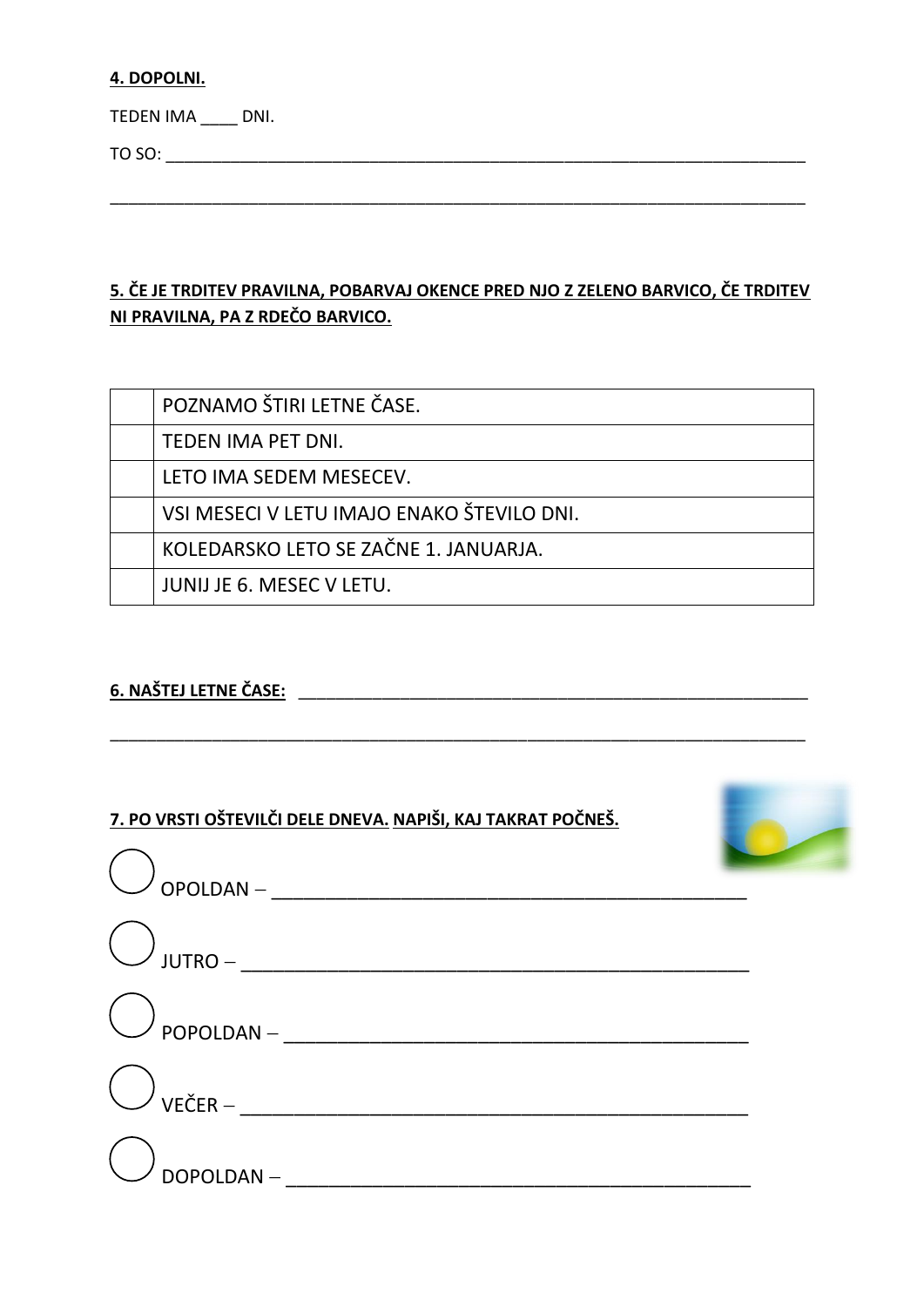**4. DOPOLNI.**

TEDEN IMA ____ DNI.

TO SO: ___________________________________________________________________________

______________________________________________________________________________

**5. ČE JE TRDITEV PRAVILNA, POBARVAJ OKENCE PRED NJO Z ZELENO BARVICO, ČE TRDITEV NI PRAVILNA, PA Z RDEČO BARVICO.**

| | |
|---|---|
| | POZNAMO ŠTIRI LETNE ČASE. |
| | TEDEN IMA PET DNI. |
| | LETO IMA SEDEM MESECEV. |
| | VSI MESECI V LETU IMAJO ENAKO ŠTEVILO DNI. |
| | KOLEDARSKO LETO SE ZAČNE 1. JANUARJA. |
| | JUNIJ JE 6. MESEC V LETU. |

**6. NAŠTEJ LETNE ČASE:** ___________________________________________________________

______________________________________________________________________________

**7. PO VRSTI OŠTEVILČI DELE DNEVA. NAPIŠI, KAJ TAKRAT POČNEŠ.**

◯ OPOLDAN – _______________________________________________

◯ JUTRO – __________________________________________________

◯ POPOLDAN – ______________________________________________

◯ VEČER – _________________________________________________

◯ DOPOLDAN – ______________________________________________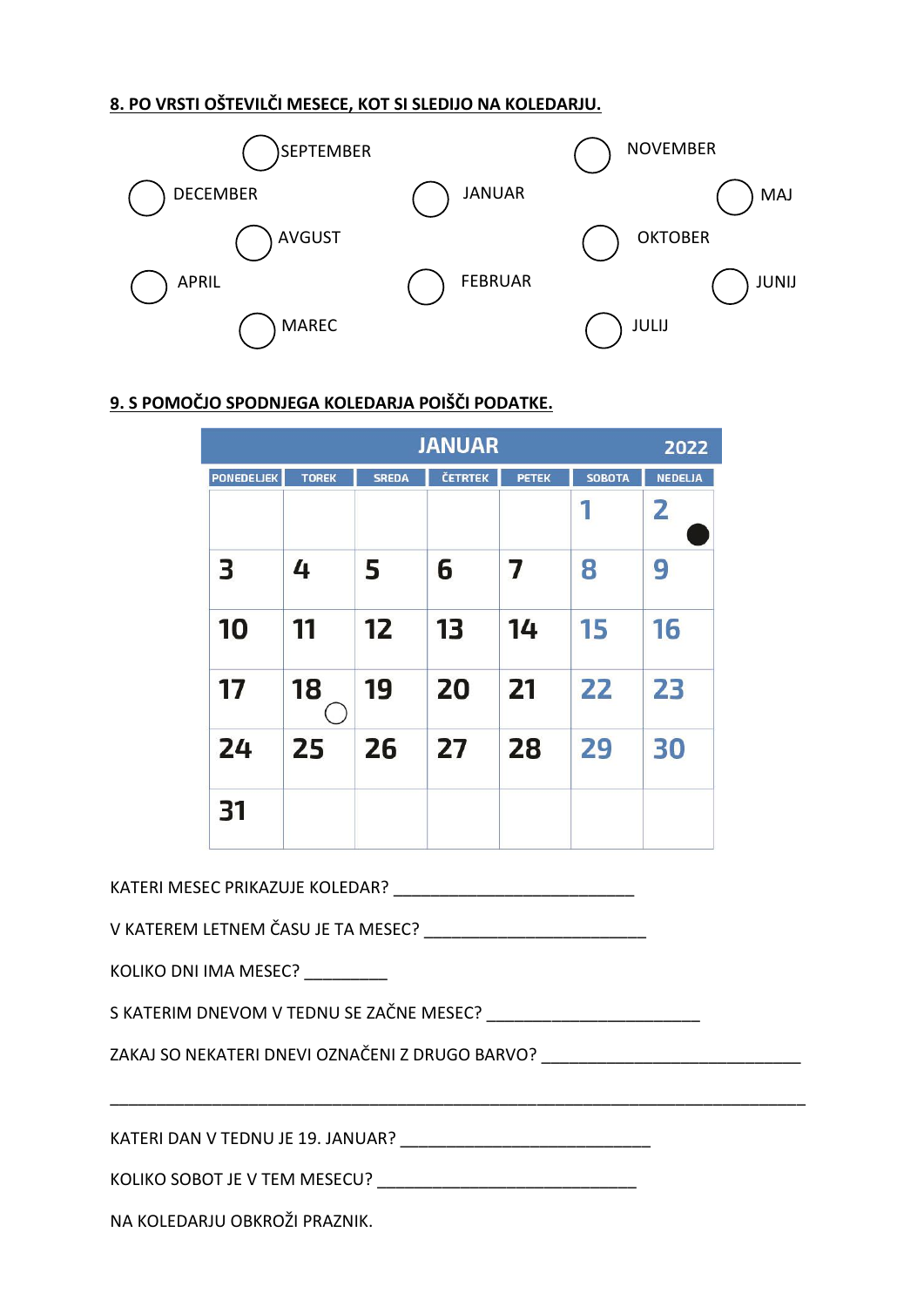**8. PO VRSTI OŠTEVILČI MESECE, KOT SI SLEDIJO NA KOLEDARJU.**

◯ SEPTEMBER

◯ NOVEMBER

◯ DECEMBER

◯ JANUAR

◯ MAJ

◯ AVGUST

◯ OKTOBER

◯ APRIL

◯ FEBRUAR

◯ JUNIJ

◯ MAREC

◯ JULIJ

**9. S POMOČJO SPODNJEGA KOLEDARJA POIŠČI PODATKE.**

| JANUAR | | | | | | 2022 |
|---|---|---|---|---|---|---|
| PONEDELJEK | TOREK | SREDA | ČETRTEK | PETEK | SOBOTA | NEDELJA |
| | | | | | 1 | 2 ● |
| 3 | 4 | 5 | 6 | 7 | 8 | 9 |
| 10 | 11 | 12 | 13 | 14 | 15 | 16 |
| 17 | 18 ◯ | 19 | 20 | 21 | 22 | 23 |
| 24 | 25 | 26 | 27 | 28 | 29 | 30 |
| 31 | | | | | | |

KATERI MESEC PRIKAZUJE KOLEDAR? ___________________________

V KATEREM LETNEM ČASU JE TA MESEC? _________________________

KOLIKO DNI IMA MESEC? _________

S KATERIM DNEVOM V TEDNU SE ZAČNE MESEC? ________________________

ZAKAJ SO NEKATERI DNEVI OZNAČENI Z DRUGO BARVO? _____________________________

_______________________________________________________________________________

KATERI DAN V TEDNU JE 19. JANUAR? ____________________________

KOLIKO SOBOT JE V TEM MESECU? ______________________________

NA KOLEDARJU OBKROŽI PRAZNIK.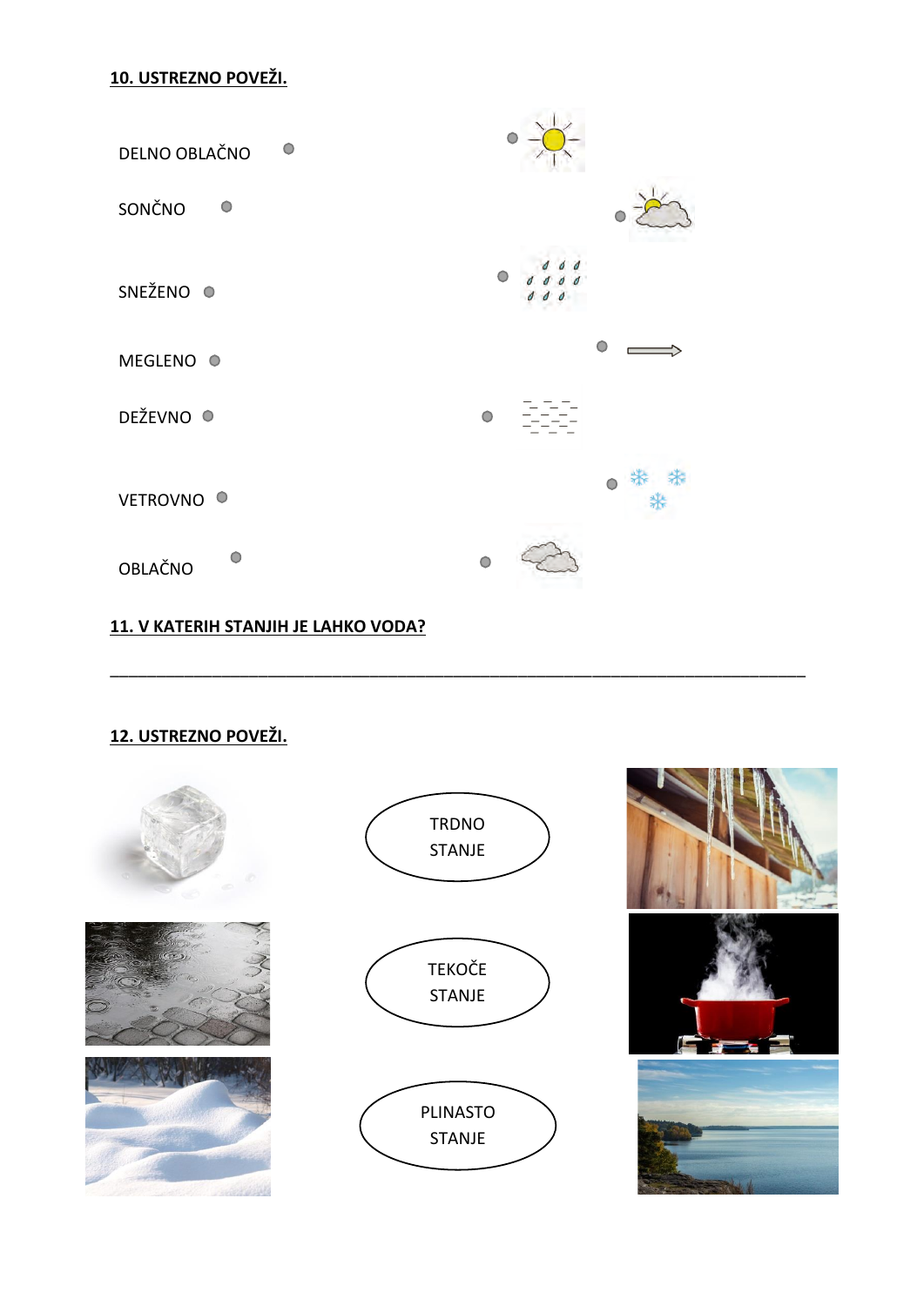**10. USTREZNO POVEŽI.**

DELNO OBLAČNO

SONČNO

SNEŽENO

MEGLENO

DEŽEVNO

VETROVNO

OBLAČNO

**11. V KATERIH STANJIH JE LAHKO VODA?**

______________________________________________________________________________

**12. USTREZNO POVEŽI.**

TRDNO STANJE

TEKOČE STANJE

PLINASTO STANJE